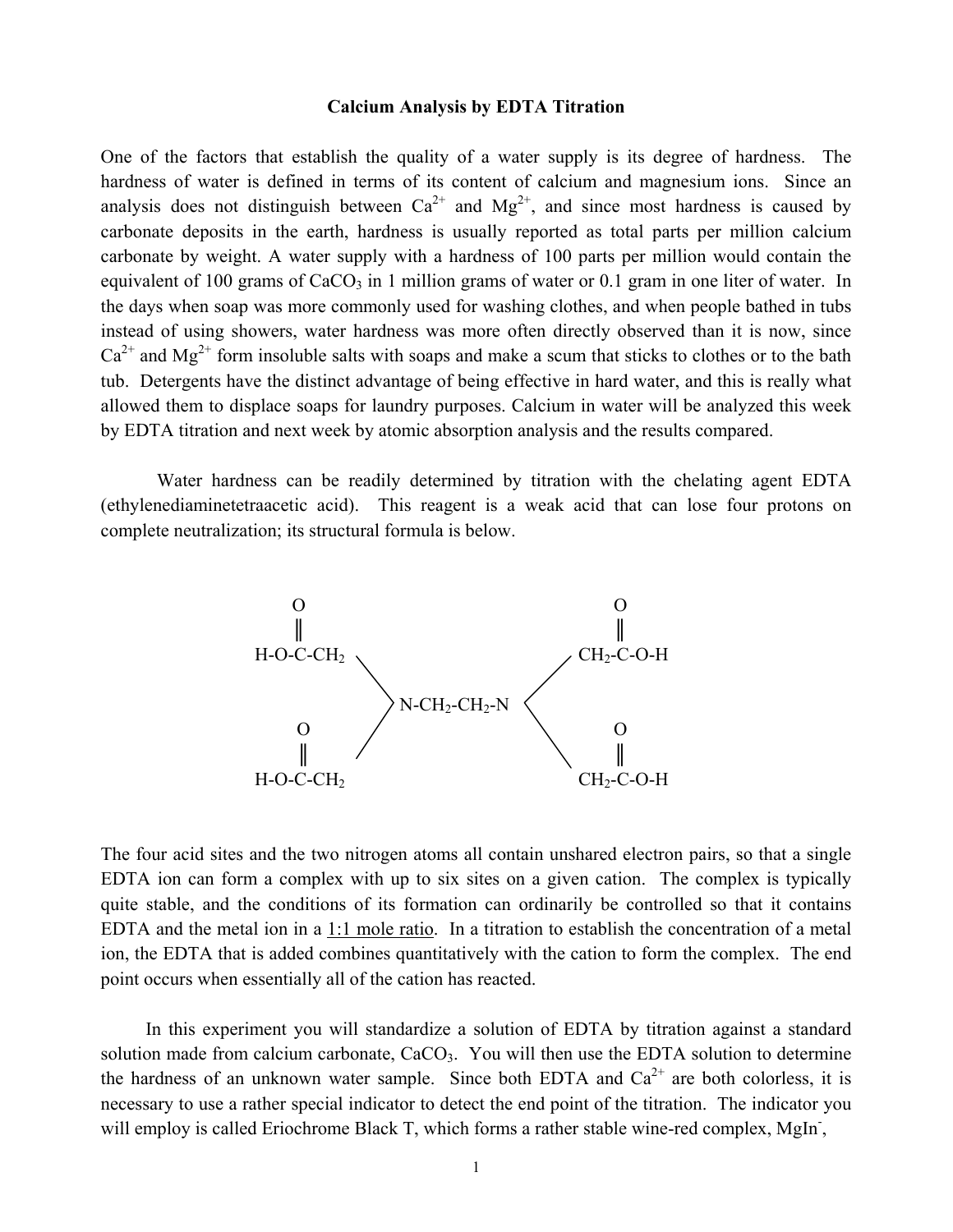# Calcium Analysis by EDTA Titration

One of the factors that establish the quality of a water supply is its degree of hardness. The hardness of water is defined in terms of its content of calcium and magnesium ions. Since an analysis does not distinguish between $Ca^{2+}$ and $Mg^{2+}$, and since most hardness is caused by carbonate deposits in the earth, hardness is usually reported as total parts per million calcium carbonate by weight. A water supply with a hardness of 100 parts per million would contain the equivalent of 100 grams of $CaCO_3$ in 1 million grams of water or 0.1 gram in one liter of water. In the days when soap was more commonly used for washing clothes, and when people bathed in tubs instead of using showers, water hardness was more often directly observed than it is now, since $Ca^{2+}$ and $Mg^{2+}$ form insoluble salts with soaps and make a scum that sticks to clothes or to the bath tub. Detergents have the distinct advantage of being effective in hard water, and this is really what allowed them to displace soaps for laundry purposes. Calcium in water will be analyzed this week by EDTA titration and next week by atomic absorption analysis and the results compared.

Water hardness can be readily determined by titration with the chelating agent EDTA (ethylenediaminetetraacetic acid). This reagent is a weak acid that can lose four protons on complete neutralization; its structural formula is below.

```
        O                                   O
        ‖                                   ‖
   H-O-C-CH2 \                         / CH2-C-O-H
              \                       /
               > N-CH2-CH2-N <
        O     /                       \     O
        ‖    /                         \    ‖
   H-O-C-CH2                             CH2-C-O-H
```

The four acid sites and the two nitrogen atoms all contain unshared electron pairs, so that a single EDTA ion can form a complex with up to six sites on a given cation. The complex is typically quite stable, and the conditions of its formation can ordinarily be controlled so that it contains EDTA and the metal ion in a <u>1:1 mole ratio</u>. In a titration to establish the concentration of a metal ion, the EDTA that is added combines quantitatively with the cation to form the complex. The end point occurs when essentially all of the cation has reacted.

In this experiment you will standardize a solution of EDTA by titration against a standard solution made from calcium carbonate, $CaCO_3$. You will then use the EDTA solution to determine the hardness of an unknown water sample. Since both EDTA and $Ca^{2+}$ are both colorless, it is necessary to use a rather special indicator to detect the end point of the titration. The indicator you will employ is called Eriochrome Black T, which forms a rather stable wine-red complex, $MgIn^{-}$,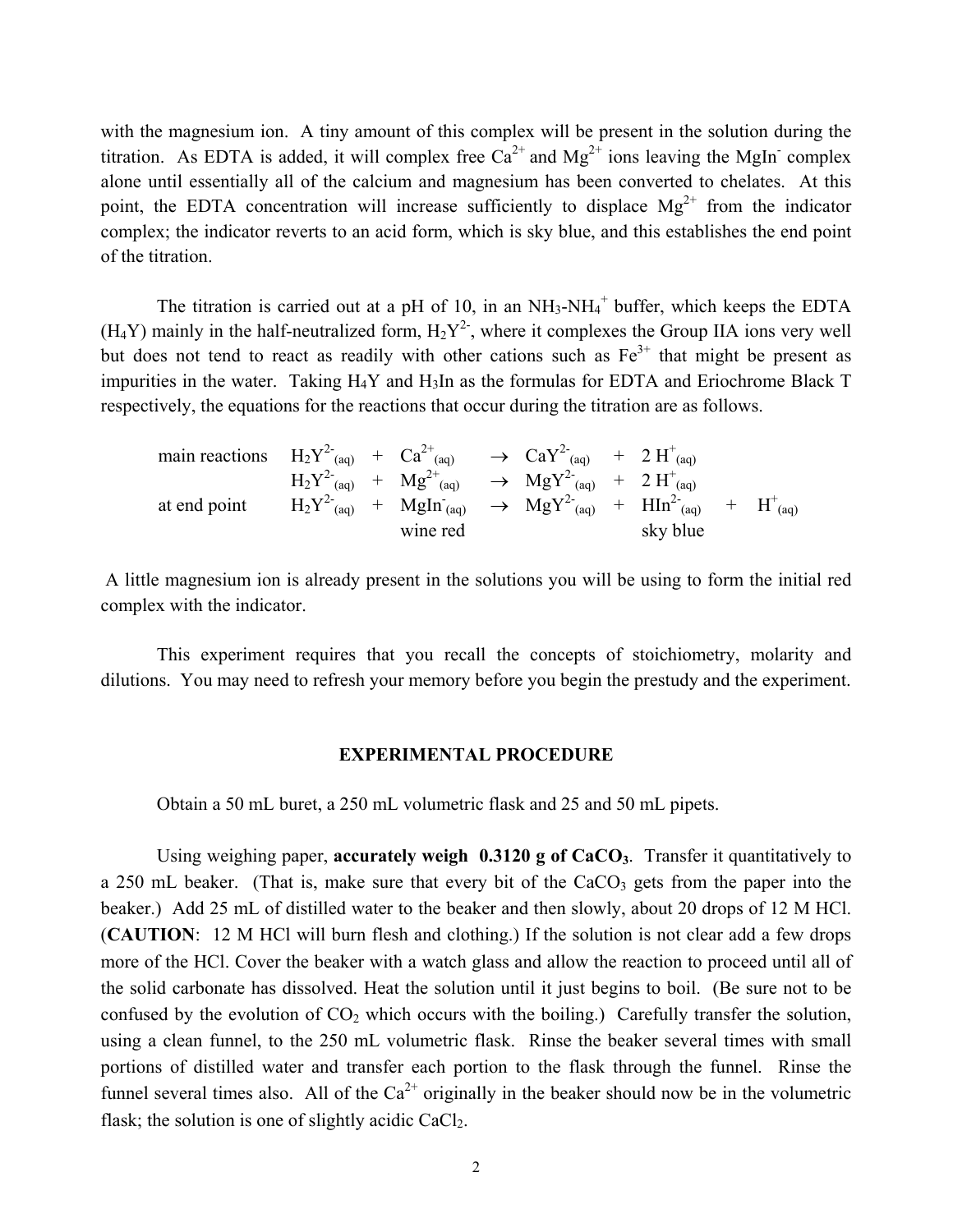with the magnesium ion. A tiny amount of this complex will be present in the solution during the titration. As EDTA is added, it will complex free $Ca^{2+}$ and $Mg^{2+}$ ions leaving the $MgIn^-$ complex alone until essentially all of the calcium and magnesium has been converted to chelates. At this point, the EDTA concentration will increase sufficiently to displace $Mg^{2+}$ from the indicator complex; the indicator reverts to an acid form, which is sky blue, and this establishes the end point of the titration.

The titration is carried out at a pH of 10, in an $NH_3$-$NH_4^+$ buffer, which keeps the EDTA ($H_4Y$) mainly in the half-neutralized form, $H_2Y^{2-}$, where it complexes the Group IIA ions very well but does not tend to react as readily with other cations such as $Fe^{3+}$ that might be present as impurities in the water. Taking $H_4Y$ and $H_3In$ as the formulas for EDTA and Eriochrome Black T respectively, the equations for the reactions that occur during the titration are as follows.

main reactions

$$H_2Y^{2-}{}_{(aq)} + Ca^{2+}{}_{(aq)} \rightarrow CaY^{2-}{}_{(aq)} + 2\,H^+{}_{(aq)}$$

$$H_2Y^{2-}{}_{(aq)} + Mg^{2+}{}_{(aq)} \rightarrow MgY^{2-}{}_{(aq)} + 2\,H^+{}_{(aq)}$$

at end point

$$H_2Y^{2-}{}_{(aq)} + \underset{\text{wine red}}{MgIn^-{}_{(aq)}} \rightarrow MgY^{2-}{}_{(aq)} + \underset{\text{sky blue}}{HIn^{2-}{}_{(aq)}} + H^+{}_{(aq)}$$

A little magnesium ion is already present in the solutions you will be using to form the initial red complex with the indicator.

This experiment requires that you recall the concepts of stoichiometry, molarity and dilutions. You may need to refresh your memory before you begin the prestudy and the experiment.

## EXPERIMENTAL PROCEDURE

Obtain a 50 mL buret, a 250 mL volumetric flask and 25 and 50 mL pipets.

Using weighing paper, **accurately weigh 0.3120 g of $CaCO_3$**. Transfer it quantitatively to a 250 mL beaker. (That is, make sure that every bit of the $CaCO_3$ gets from the paper into the beaker.) Add 25 mL of distilled water to the beaker and then slowly, about 20 drops of 12 M HCl. (**CAUTION**: 12 M HCl will burn flesh and clothing.) If the solution is not clear add a few drops more of the HCl. Cover the beaker with a watch glass and allow the reaction to proceed until all of the solid carbonate has dissolved. Heat the solution until it just begins to boil. (Be sure not to be confused by the evolution of $CO_2$ which occurs with the boiling.) Carefully transfer the solution, using a clean funnel, to the 250 mL volumetric flask. Rinse the beaker several times with small portions of distilled water and transfer each portion to the flask through the funnel. Rinse the funnel several times also. All of the $Ca^{2+}$ originally in the beaker should now be in the volumetric flask; the solution is one of slightly acidic $CaCl_2$.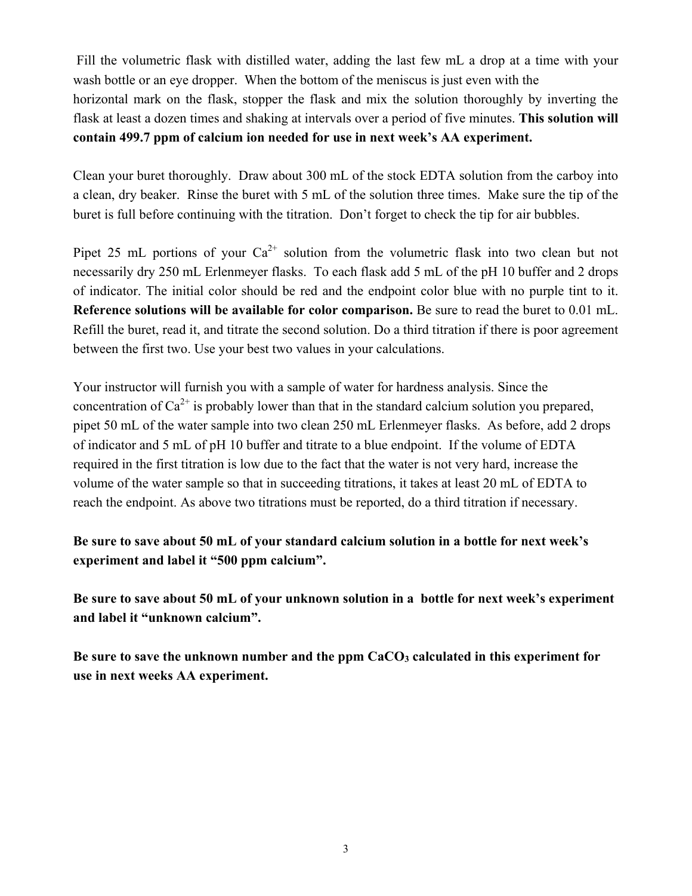Fill the volumetric flask with distilled water, adding the last few mL a drop at a time with your wash bottle or an eye dropper. When the bottom of the meniscus is just even with the horizontal mark on the flask, stopper the flask and mix the solution thoroughly by inverting the flask at least a dozen times and shaking at intervals over a period of five minutes. **This solution will contain 499.7 ppm of calcium ion needed for use in next week's AA experiment.**

Clean your buret thoroughly. Draw about 300 mL of the stock EDTA solution from the carboy into a clean, dry beaker. Rinse the buret with 5 mL of the solution three times. Make sure the tip of the buret is full before continuing with the titration. Don't forget to check the tip for air bubbles.

Pipet 25 mL portions of your $Ca^{2+}$ solution from the volumetric flask into two clean but not necessarily dry 250 mL Erlenmeyer flasks. To each flask add 5 mL of the pH 10 buffer and 2 drops of indicator. The initial color should be red and the endpoint color blue with no purple tint to it. **Reference solutions will be available for color comparison.** Be sure to read the buret to 0.01 mL. Refill the buret, read it, and titrate the second solution. Do a third titration if there is poor agreement between the first two. Use your best two values in your calculations.

Your instructor will furnish you with a sample of water for hardness analysis. Since the concentration of $Ca^{2+}$ is probably lower than that in the standard calcium solution you prepared, pipet 50 mL of the water sample into two clean 250 mL Erlenmeyer flasks. As before, add 2 drops of indicator and 5 mL of pH 10 buffer and titrate to a blue endpoint. If the volume of EDTA required in the first titration is low due to the fact that the water is not very hard, increase the volume of the water sample so that in succeeding titrations, it takes at least 20 mL of EDTA to reach the endpoint. As above two titrations must be reported, do a third titration if necessary.

**Be sure to save about 50 mL of your standard calcium solution in a bottle for next week's experiment and label it "500 ppm calcium".**

**Be sure to save about 50 mL of your unknown solution in a bottle for next week's experiment and label it "unknown calcium".**

**Be sure to save the unknown number and the ppm $CaCO_3$ calculated in this experiment for use in next weeks AA experiment.**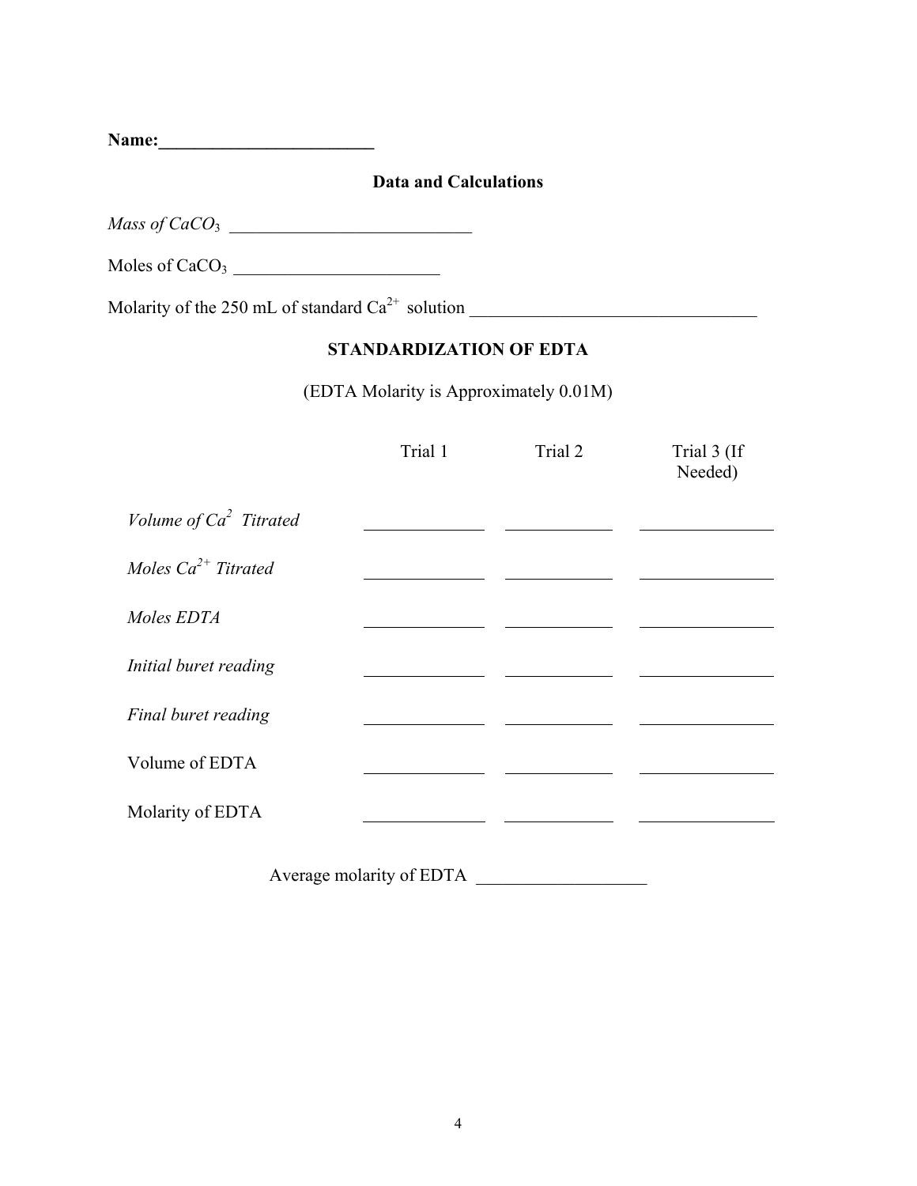**Name:________________________**

### Data and Calculations

*Mass of $CaCO_3$* ___________________________

Moles of $CaCO_3$ _______________________

Molarity of the 250 mL of standard $Ca^{2+}$ solution ________________________________

### STANDARDIZATION OF EDTA

(EDTA Molarity is Approximately 0.01M)

| | Trial 1 | Trial 2 | Trial 3 (If Needed) |
|---|---|---|---|
| *Volume of $Ca^{2}$ Titrated* | _____________ | ____________ | _______________ |
| *Moles $Ca^{2+}$ Titrated* | _____________ | ____________ | _______________ |
| *Moles EDTA* | _____________ | ____________ | _______________ |
| *Initial buret reading* | _____________ | ____________ | _______________ |
| *Final buret reading* | _____________ | ____________ | _______________ |
| Volume of EDTA | _____________ | ____________ | _______________ |
| Molarity of EDTA | _____________ | ____________ | _______________ |

Average molarity of EDTA ___________________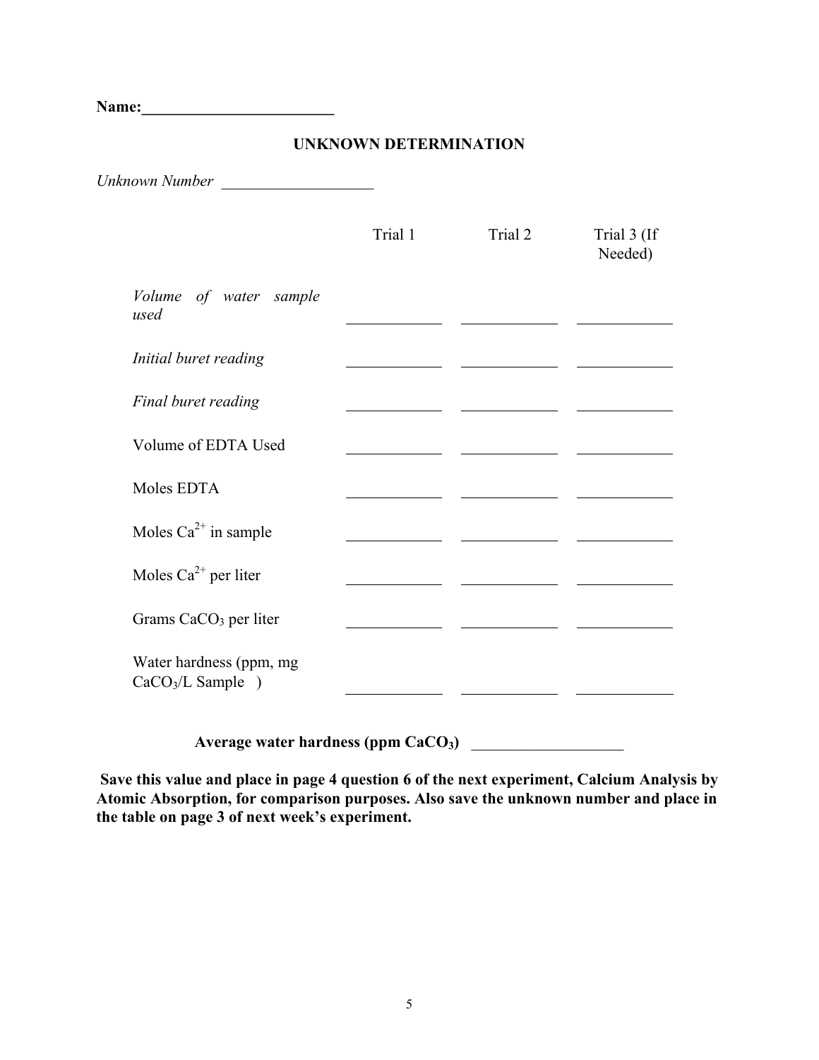**Name:________________________**

**UNKNOWN DETERMINATION**

*Unknown Number* ___________________

| | Trial 1 | Trial 2 | Trial 3 (If Needed) |
|---|---|---|---|
| *Volume of water sample used* | ____________ | ____________ | ____________ |
| *Initial buret reading* | ____________ | ____________ | ____________ |
| *Final buret reading* | ____________ | ____________ | ____________ |
| Volume of EDTA Used | ____________ | ____________ | ____________ |
| Moles EDTA | ____________ | ____________ | ____________ |
| Moles $Ca^{2+}$ in sample | ____________ | ____________ | ____________ |
| Moles $Ca^{2+}$ per liter | ____________ | ____________ | ____________ |
| Grams $CaCO_3$ per liter | ____________ | ____________ | ____________ |
| Water hardness (ppm, mg $CaCO_3$/L Sample ) | ____________ | ____________ | ____________ |

**Average water hardness (ppm $CaCO_3$)** ___________________

**Save this value and place in page 4 question 6 of the next experiment, Calcium Analysis by Atomic Absorption, for comparison purposes. Also save the unknown number and place in the table on page 3 of next week's experiment.**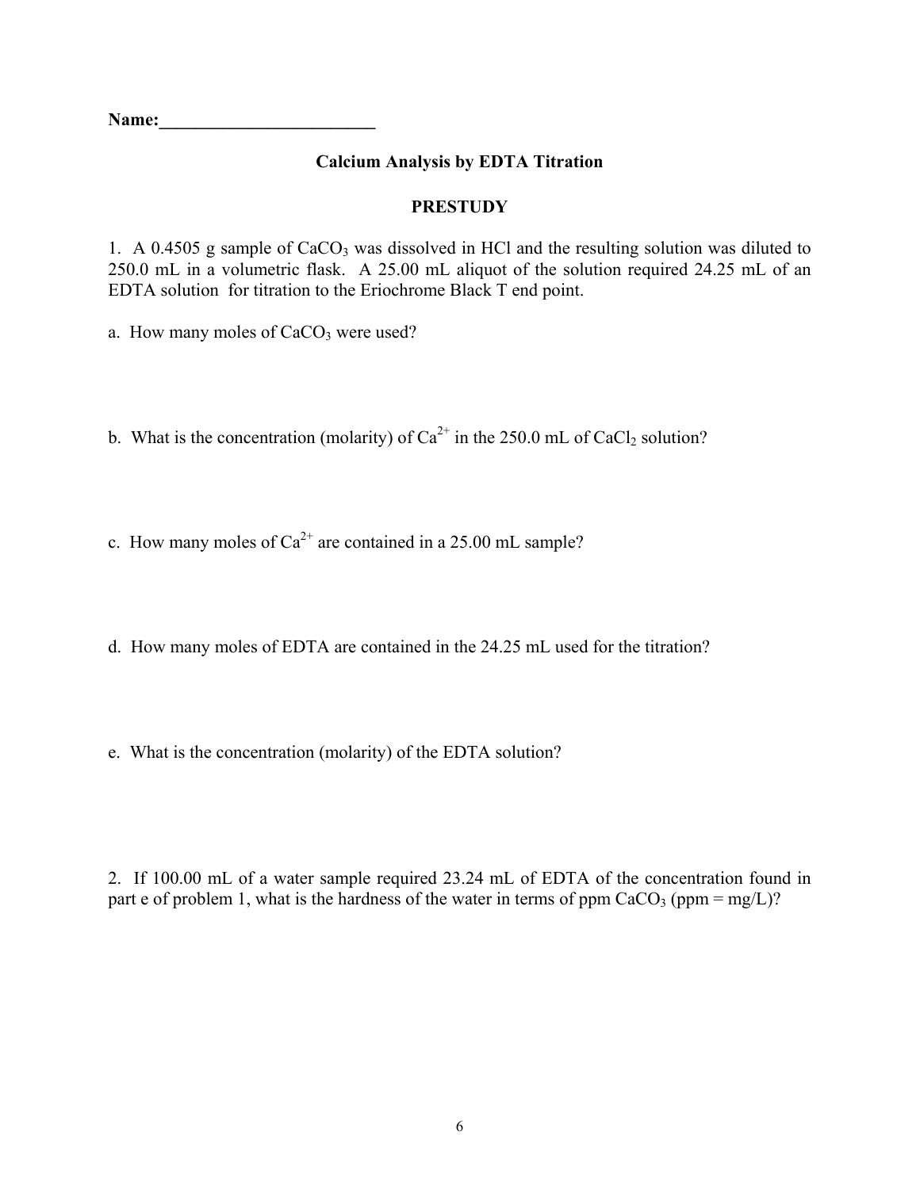Name:________________________

## Calcium Analysis by EDTA Titration

### PRESTUDY

1. A 0.4505 g sample of $CaCO_3$ was dissolved in HCl and the resulting solution was diluted to 250.0 mL in a volumetric flask. A 25.00 mL aliquot of the solution required 24.25 mL of an EDTA solution for titration to the Eriochrome Black T end point.

a. How many moles of $CaCO_3$ were used?

b. What is the concentration (molarity) of $Ca^{2+}$ in the 250.0 mL of $CaCl_2$ solution?

c. How many moles of $Ca^{2+}$ are contained in a 25.00 mL sample?

d. How many moles of EDTA are contained in the 24.25 mL used for the titration?

e. What is the concentration (molarity) of the EDTA solution?

2. If 100.00 mL of a water sample required 23.24 mL of EDTA of the concentration found in part e of problem 1, what is the hardness of the water in terms of ppm $CaCO_3$ (ppm = mg/L)?